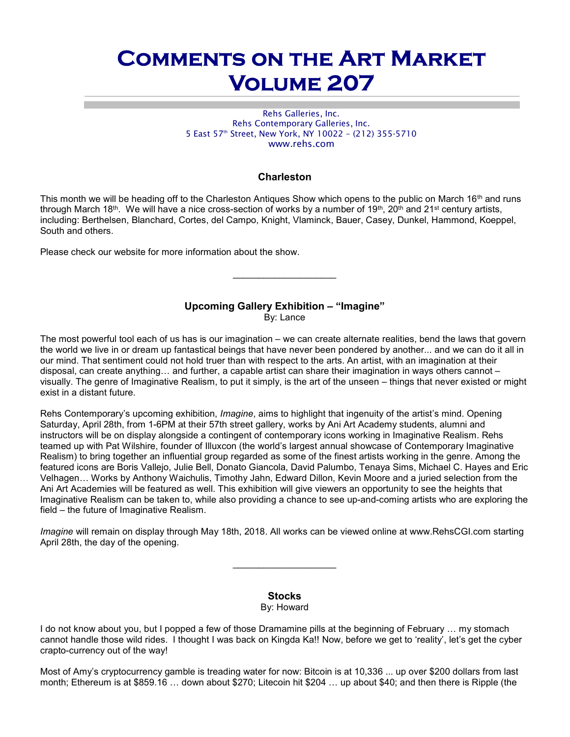# Comments on the Art Market Volume 207

Rehs Galleries, Inc.
Rehs Contemporary Galleries, Inc.
5 East 57th Street, New York, NY 10022 – (212) 355-5710
www.rehs.com

### Charleston

This month we will be heading off to the Charleston Antiques Show which opens to the public on March 16th and runs through March 18th. We will have a nice cross-section of works by a number of 19th, 20th and 21st century artists, including: Berthelsen, Blanchard, Cortes, del Campo, Knight, Vlaminck, Bauer, Casey, Dunkel, Hammond, Koeppel, South and others.

Please check our website for more information about the show.

---

### Upcoming Gallery Exhibition – "Imagine"

By: Lance

The most powerful tool each of us has is our imagination – we can create alternate realities, bend the laws that govern the world we live in or dream up fantastical beings that have never been pondered by another... and we can do it all in our mind. That sentiment could not hold truer than with respect to the arts. An artist, with an imagination at their disposal, can create anything… and further, a capable artist can share their imagination in ways others cannot – visually. The genre of Imaginative Realism, to put it simply, is the art of the unseen – things that never existed or might exist in a distant future.

Rehs Contemporary's upcoming exhibition, *Imagine*, aims to highlight that ingenuity of the artist's mind. Opening Saturday, April 28th, from 1-6PM at their 57th street gallery, works by Ani Art Academy students, alumni and instructors will be on display alongside a contingent of contemporary icons working in Imaginative Realism. Rehs teamed up with Pat Wilshire, founder of Illuxcon (the world's largest annual showcase of Contemporary Imaginative Realism) to bring together an influential group regarded as some of the finest artists working in the genre. Among the featured icons are Boris Vallejo, Julie Bell, Donato Giancola, David Palumbo, Tenaya Sims, Michael C. Hayes and Eric Velhagen… Works by Anthony Waichulis, Timothy Jahn, Edward Dillon, Kevin Moore and a juried selection from the Ani Art Academies will be featured as well. This exhibition will give viewers an opportunity to see the heights that Imaginative Realism can be taken to, while also providing a chance to see up-and-coming artists who are exploring the field – the future of Imaginative Realism.

*Imagine* will remain on display through May 18th, 2018. All works can be viewed online at www.RehsCGI.com starting April 28th, the day of the opening.

---

### Stocks

By: Howard

I do not know about you, but I popped a few of those Dramamine pills at the beginning of February … my stomach cannot handle those wild rides. I thought I was back on Kingda Ka!! Now, before we get to 'reality', let's get the cyber crapto-currency out of the way!

Most of Amy's cryptocurrency gamble is treading water for now: Bitcoin is at 10,336 ... up over $200 dollars from last month; Ethereum is at $859.16 … down about $270; Litecoin hit $204 … up about $40; and then there is Ripple (the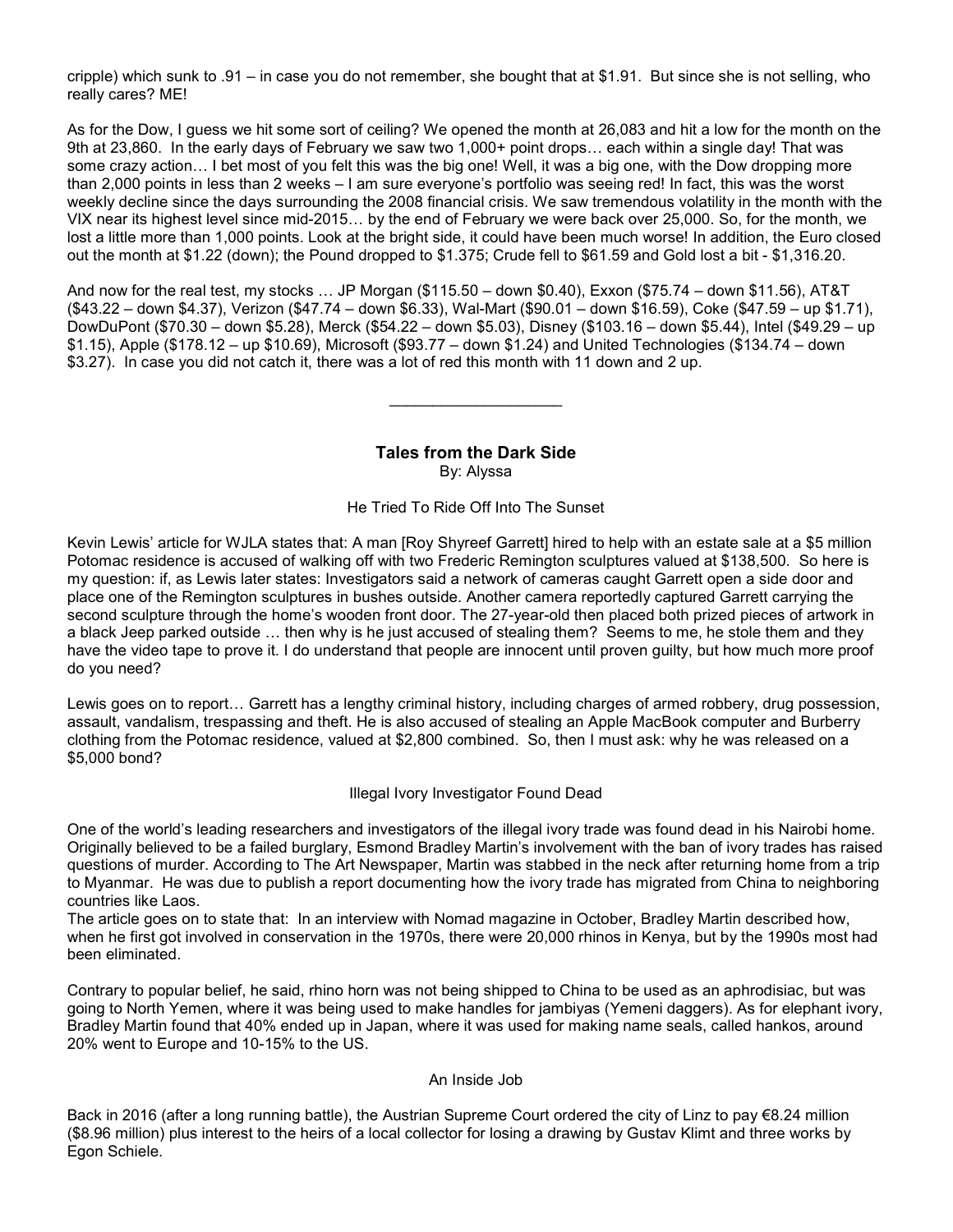cripple) which sunk to .91 – in case you do not remember, she bought that at $1.91. But since she is not selling, who really cares? ME!

As for the Dow, I guess we hit some sort of ceiling? We opened the month at 26,083 and hit a low for the month on the 9th at 23,860. In the early days of February we saw two 1,000+ point drops… each within a single day! That was some crazy action… I bet most of you felt this was the big one! Well, it was a big one, with the Dow dropping more than 2,000 points in less than 2 weeks – I am sure everyone's portfolio was seeing red! In fact, this was the worst weekly decline since the days surrounding the 2008 financial crisis. We saw tremendous volatility in the month with the VIX near its highest level since mid-2015… by the end of February we were back over 25,000. So, for the month, we lost a little more than 1,000 points. Look at the bright side, it could have been much worse! In addition, the Euro closed out the month at $1.22 (down); the Pound dropped to $1.375; Crude fell to $61.59 and Gold lost a bit - $1,316.20.

And now for the real test, my stocks … JP Morgan ($115.50 – down $0.40), Exxon ($75.74 – down $11.56), AT&T ($43.22 – down $4.37), Verizon ($47.74 – down $6.33), Wal-Mart ($90.01 – down $16.59), Coke ($47.59 – up $1.71), DowDuPont ($70.30 – down $5.28), Merck ($54.22 – down $5.03), Disney ($103.16 – down $5.44), Intel ($49.29 – up $1.15), Apple ($178.12 – up $10.69), Microsoft ($93.77 – down $1.24) and United Technologies ($134.74 – down $3.27). In case you did not catch it, there was a lot of red this month with 11 down and 2 up.

---

## Tales from the Dark Side

By: Alyssa

### He Tried To Ride Off Into The Sunset

Kevin Lewis' article for WJLA states that: A man [Roy Shyreef Garrett] hired to help with an estate sale at a $5 million Potomac residence is accused of walking off with two Frederic Remington sculptures valued at $138,500. So here is my question: if, as Lewis later states: Investigators said a network of cameras caught Garrett open a side door and place one of the Remington sculptures in bushes outside. Another camera reportedly captured Garrett carrying the second sculpture through the home's wooden front door. The 27-year-old then placed both prized pieces of artwork in a black Jeep parked outside … then why is he just accused of stealing them? Seems to me, he stole them and they have the video tape to prove it. I do understand that people are innocent until proven guilty, but how much more proof do you need?

Lewis goes on to report… Garrett has a lengthy criminal history, including charges of armed robbery, drug possession, assault, vandalism, trespassing and theft. He is also accused of stealing an Apple MacBook computer and Burberry clothing from the Potomac residence, valued at $2,800 combined. So, then I must ask: why he was released on a $5,000 bond?

### Illegal Ivory Investigator Found Dead

One of the world's leading researchers and investigators of the illegal ivory trade was found dead in his Nairobi home. Originally believed to be a failed burglary, Esmond Bradley Martin's involvement with the ban of ivory trades has raised questions of murder. According to The Art Newspaper, Martin was stabbed in the neck after returning home from a trip to Myanmar. He was due to publish a report documenting how the ivory trade has migrated from China to neighboring countries like Laos.
The article goes on to state that: In an interview with Nomad magazine in October, Bradley Martin described how, when he first got involved in conservation in the 1970s, there were 20,000 rhinos in Kenya, but by the 1990s most had been eliminated.

Contrary to popular belief, he said, rhino horn was not being shipped to China to be used as an aphrodisiac, but was going to North Yemen, where it was being used to make handles for jambiyas (Yemeni daggers). As for elephant ivory, Bradley Martin found that 40% ended up in Japan, where it was used for making name seals, called hankos, around 20% went to Europe and 10-15% to the US.

### An Inside Job

Back in 2016 (after a long running battle), the Austrian Supreme Court ordered the city of Linz to pay €8.24 million ($8.96 million) plus interest to the heirs of a local collector for losing a drawing by Gustav Klimt and three works by Egon Schiele.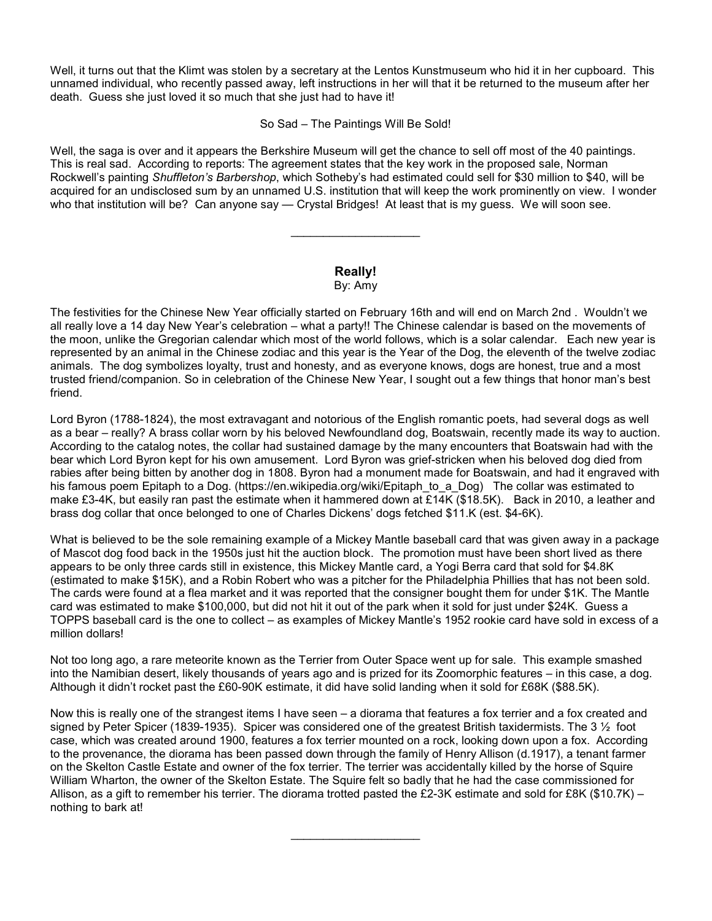Well, it turns out that the Klimt was stolen by a secretary at the Lentos Kunstmuseum who hid it in her cupboard. This unnamed individual, who recently passed away, left instructions in her will that it be returned to the museum after her death. Guess she just loved it so much that she just had to have it!

So Sad – The Paintings Will Be Sold!

Well, the saga is over and it appears the Berkshire Museum will get the chance to sell off most of the 40 paintings. This is real sad. According to reports: The agreement states that the key work in the proposed sale, Norman Rockwell's painting *Shuffleton's Barbershop*, which Sotheby's had estimated could sell for $30 million to $40, will be acquired for an undisclosed sum by an unnamed U.S. institution that will keep the work prominently on view. I wonder who that institution will be? Can anyone say — Crystal Bridges! At least that is my guess. We will soon see.

---

## Really!

By: Amy

The festivities for the Chinese New Year officially started on February 16th and will end on March 2nd . Wouldn't we all really love a 14 day New Year's celebration – what a party!! The Chinese calendar is based on the movements of the moon, unlike the Gregorian calendar which most of the world follows, which is a solar calendar. Each new year is represented by an animal in the Chinese zodiac and this year is the Year of the Dog, the eleventh of the twelve zodiac animals. The dog symbolizes loyalty, trust and honesty, and as everyone knows, dogs are honest, true and a most trusted friend/companion. So in celebration of the Chinese New Year, I sought out a few things that honor man's best friend.

Lord Byron (1788-1824), the most extravagant and notorious of the English romantic poets, had several dogs as well as a bear – really? A brass collar worn by his beloved Newfoundland dog, Boatswain, recently made its way to auction. According to the catalog notes, the collar had sustained damage by the many encounters that Boatswain had with the bear which Lord Byron kept for his own amusement. Lord Byron was grief-stricken when his beloved dog died from rabies after being bitten by another dog in 1808. Byron had a monument made for Boatswain, and had it engraved with his famous poem Epitaph to a Dog. (https://en.wikipedia.org/wiki/Epitaph_to_a_Dog) The collar was estimated to make £3-4K, but easily ran past the estimate when it hammered down at £14K ($18.5K). Back in 2010, a leather and brass dog collar that once belonged to one of Charles Dickens' dogs fetched $11.K (est. $4-6K).

What is believed to be the sole remaining example of a Mickey Mantle baseball card that was given away in a package of Mascot dog food back in the 1950s just hit the auction block. The promotion must have been short lived as there appears to be only three cards still in existence, this Mickey Mantle card, a Yogi Berra card that sold for $4.8K (estimated to make $15K), and a Robin Robert who was a pitcher for the Philadelphia Phillies that has not been sold. The cards were found at a flea market and it was reported that the consigner bought them for under $1K. The Mantle card was estimated to make $100,000, but did not hit it out of the park when it sold for just under $24K. Guess a TOPPS baseball card is the one to collect – as examples of Mickey Mantle's 1952 rookie card have sold in excess of a million dollars!

Not too long ago, a rare meteorite known as the Terrier from Outer Space went up for sale. This example smashed into the Namibian desert, likely thousands of years ago and is prized for its Zoomorphic features – in this case, a dog. Although it didn't rocket past the £60-90K estimate, it did have solid landing when it sold for £68K ($88.5K).

Now this is really one of the strangest items I have seen – a diorama that features a fox terrier and a fox created and signed by Peter Spicer (1839-1935). Spicer was considered one of the greatest British taxidermists. The 3 ½ foot case, which was created around 1900, features a fox terrier mounted on a rock, looking down upon a fox. According to the provenance, the diorama has been passed down through the family of Henry Allison (d.1917), a tenant farmer on the Skelton Castle Estate and owner of the fox terrier. The terrier was accidentally killed by the horse of Squire William Wharton, the owner of the Skelton Estate. The Squire felt so badly that he had the case commissioned for Allison, as a gift to remember his terrier. The diorama trotted pasted the £2-3K estimate and sold for £8K ($10.7K) – nothing to bark at!

---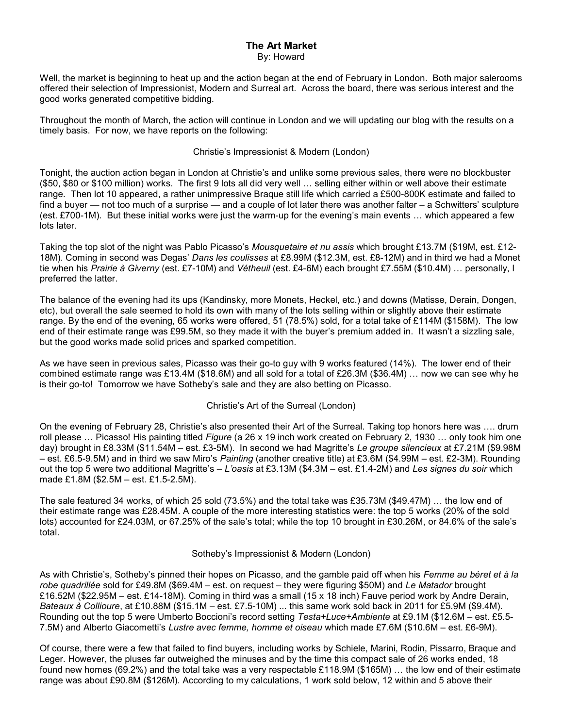# The Art Market

By: Howard

Well, the market is beginning to heat up and the action began at the end of February in London. Both major salerooms offered their selection of Impressionist, Modern and Surreal art. Across the board, there was serious interest and the good works generated competitive bidding.

Throughout the month of March, the action will continue in London and we will updating our blog with the results on a timely basis. For now, we have reports on the following:

## Christie's Impressionist & Modern (London)

Tonight, the auction action began in London at Christie's and unlike some previous sales, there were no blockbuster ($50, $80 or $100 million) works. The first 9 lots all did very well … selling either within or well above their estimate range. Then lot 10 appeared, a rather unimpressive Braque still life which carried a £500-800K estimate and failed to find a buyer — not too much of a surprise — and a couple of lot later there was another falter – a Schwitters' sculpture (est. £700-1M). But these initial works were just the warm-up for the evening's main events … which appeared a few lots later.

Taking the top slot of the night was Pablo Picasso's *Mousquetaire et nu assis* which brought £13.7M ($19M, est. £12-18M). Coming in second was Degas' *Dans les coulisses* at £8.99M ($12.3M, est. £8-12M) and in third we had a Monet tie when his *Prairie à Giverny* (est. £7-10M) and *Vétheuil* (est. £4-6M) each brought £7.55M ($10.4M) … personally, I preferred the latter.

The balance of the evening had its ups (Kandinsky, more Monets, Heckel, etc.) and downs (Matisse, Derain, Dongen, etc), but overall the sale seemed to hold its own with many of the lots selling within or slightly above their estimate range. By the end of the evening, 65 works were offered, 51 (78.5%) sold, for a total take of £114M ($158M). The low end of their estimate range was £99.5M, so they made it with the buyer's premium added in. It wasn't a sizzling sale, but the good works made solid prices and sparked competition.

As we have seen in previous sales, Picasso was their go-to guy with 9 works featured (14%). The lower end of their combined estimate range was £13.4M ($18.6M) and all sold for a total of £26.3M ($36.4M) … now we can see why he is their go-to! Tomorrow we have Sotheby's sale and they are also betting on Picasso.

## Christie's Art of the Surreal (London)

On the evening of February 28, Christie's also presented their Art of the Surreal. Taking top honors here was …. drum roll please … Picasso! His painting titled *Figure* (a 26 x 19 inch work created on February 2, 1930 … only took him one day) brought in £8.33M ($11.54M – est. £3-5M). In second we had Magritte's *Le groupe silencieux* at £7.21M ($9.98M – est. £6.5-9.5M) and in third we saw Miro's *Painting* (another creative title) at £3.6M ($4.99M – est. £2-3M). Rounding out the top 5 were two additional Magritte's – *L'oasis* at £3.13M ($4.3M – est. £1.4-2M) and *Les signes du soir* which made £1.8M ($2.5M – est. £1.5-2.5M).

The sale featured 34 works, of which 25 sold (73.5%) and the total take was £35.73M ($49.47M) … the low end of their estimate range was £28.45M. A couple of the more interesting statistics were: the top 5 works (20% of the sold lots) accounted for £24.03M, or 67.25% of the sale's total; while the top 10 brought in £30.26M, or 84.6% of the sale's total.

## Sotheby's Impressionist & Modern (London)

As with Christie's, Sotheby's pinned their hopes on Picasso, and the gamble paid off when his *Femme au béret et à la robe quadrillée* sold for £49.8M ($69.4M – est. on request – they were figuring $50M) and *Le Matador* brought £16.52M ($22.95M – est. £14-18M). Coming in third was a small (15 x 18 inch) Fauve period work by Andre Derain, *Bateaux à Collioure*, at £10.88M ($15.1M – est. £7.5-10M) ... this same work sold back in 2011 for £5.9M ($9.4M). Rounding out the top 5 were Umberto Boccioni's record setting *Testa+Luce+Ambiente* at £9.1M ($12.6M – est. £5.5-7.5M) and Alberto Giacometti's *Lustre avec femme, homme et oiseau* which made £7.6M ($10.6M – est. £6-9M).

Of course, there were a few that failed to find buyers, including works by Schiele, Marini, Rodin, Pissarro, Braque and Leger. However, the pluses far outweighed the minuses and by the time this compact sale of 26 works ended, 18 found new homes (69.2%) and the total take was a very respectable £118.9M ($165M) … the low end of their estimate range was about £90.8M ($126M). According to my calculations, 1 work sold below, 12 within and 5 above their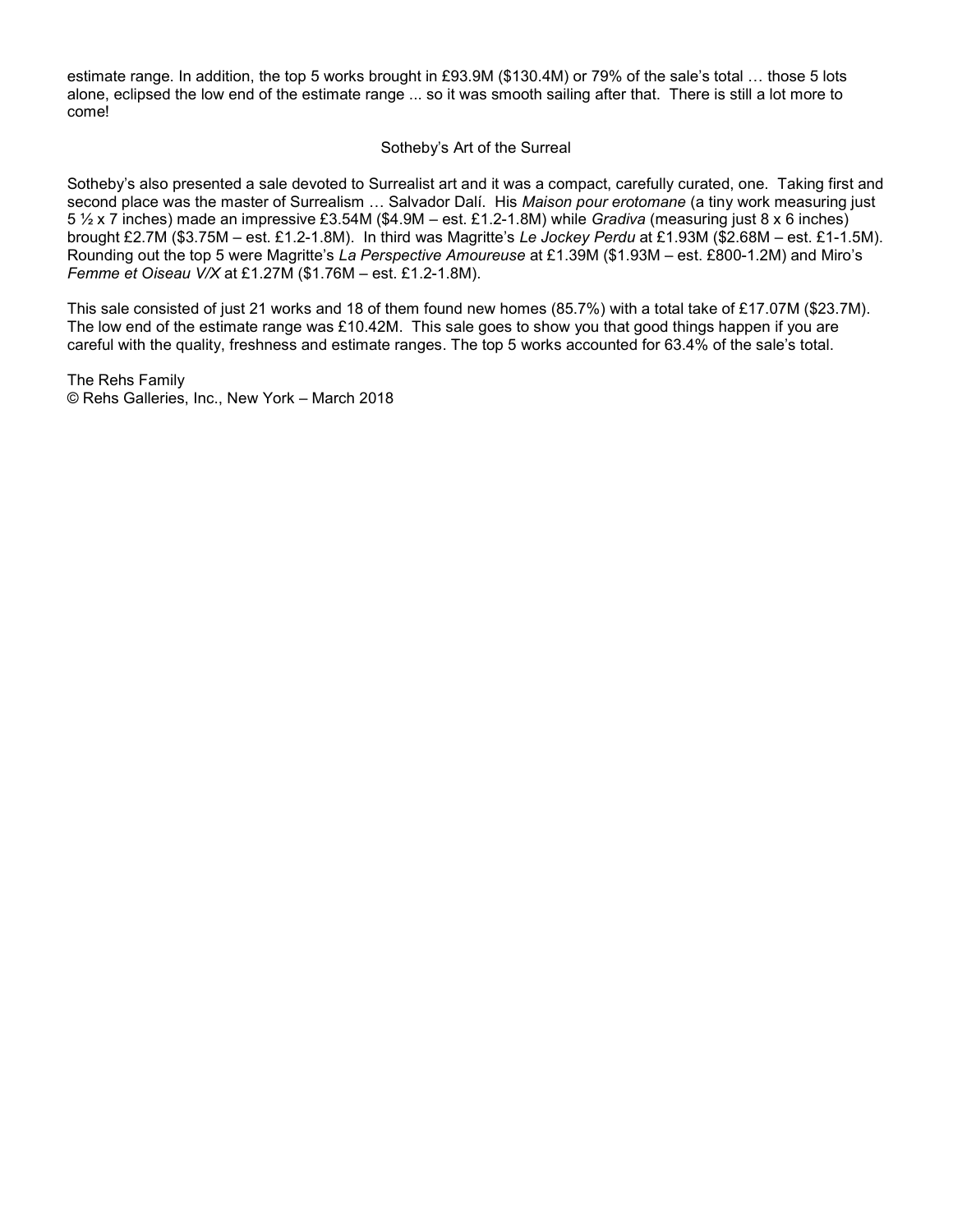estimate range. In addition, the top 5 works brought in £93.9M ($130.4M) or 79% of the sale's total … those 5 lots alone, eclipsed the low end of the estimate range ... so it was smooth sailing after that. There is still a lot more to come!

## Sotheby's Art of the Surreal

Sotheby's also presented a sale devoted to Surrealist art and it was a compact, carefully curated, one. Taking first and second place was the master of Surrealism … Salvador Dalí. His *Maison pour erotomane* (a tiny work measuring just 5 ½ x 7 inches) made an impressive £3.54M ($4.9M – est. £1.2-1.8M) while *Gradiva* (measuring just 8 x 6 inches) brought £2.7M ($3.75M – est. £1.2-1.8M). In third was Magritte's *Le Jockey Perdu* at £1.93M ($2.68M – est. £1-1.5M). Rounding out the top 5 were Magritte's *La Perspective Amoureuse* at £1.39M ($1.93M – est. £800-1.2M) and Miro's *Femme et Oiseau V/X* at £1.27M ($1.76M – est. £1.2-1.8M).

This sale consisted of just 21 works and 18 of them found new homes (85.7%) with a total take of £17.07M ($23.7M). The low end of the estimate range was £10.42M. This sale goes to show you that good things happen if you are careful with the quality, freshness and estimate ranges. The top 5 works accounted for 63.4% of the sale's total.

The Rehs Family
© Rehs Galleries, Inc., New York – March 2018